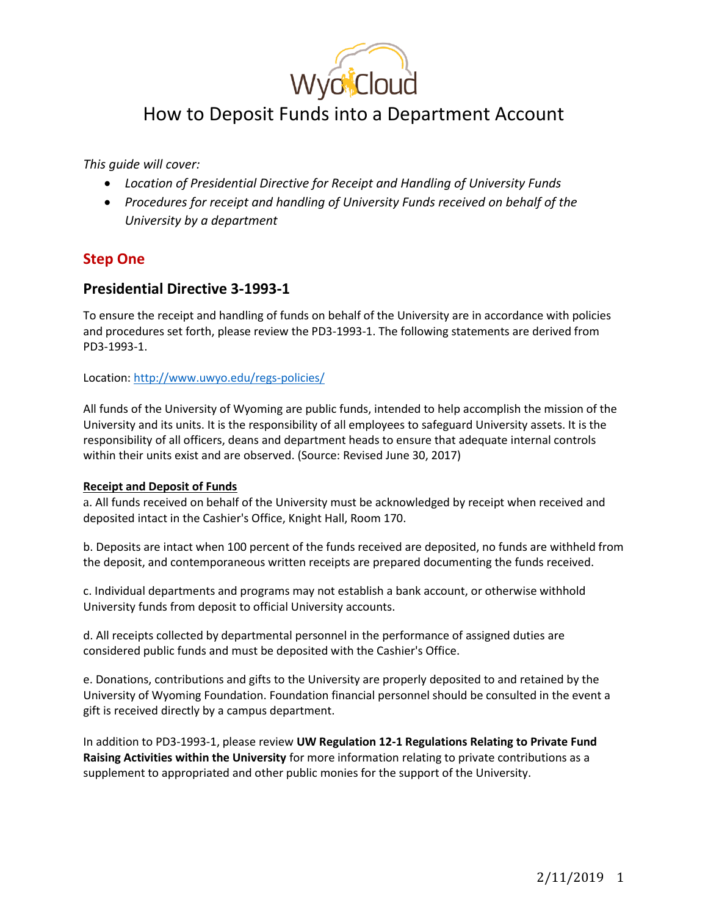# How to Deposit Funds into a Department Account

*This guide will cover:*

- *Location of Presidential Directive for Receipt and Handling of University Funds*
- *Procedures for receipt and handling of University Funds received on behalf of the University by a department*

## Step One

### Presidential Directive 3-1993-1

To ensure the receipt and handling of funds on behalf of the University are in accordance with policies and procedures set forth, please review the PD3-1993-1. The following statements are derived from PD3-1993-1.

Location: http://www.uwyo.edu/regs-policies/

All funds of the University of Wyoming are public funds, intended to help accomplish the mission of the University and its units. It is the responsibility of all employees to safeguard University assets. It is the responsibility of all officers, deans and department heads to ensure that adequate internal controls within their units exist and are observed. (Source: Revised June 30, 2017)

**Receipt and Deposit of Funds**

a. All funds received on behalf of the University must be acknowledged by receipt when received and deposited intact in the Cashier's Office, Knight Hall, Room 170.

b. Deposits are intact when 100 percent of the funds received are deposited, no funds are withheld from the deposit, and contemporaneous written receipts are prepared documenting the funds received.

c. Individual departments and programs may not establish a bank account, or otherwise withhold University funds from deposit to official University accounts.

d. All receipts collected by departmental personnel in the performance of assigned duties are considered public funds and must be deposited with the Cashier's Office.

e. Donations, contributions and gifts to the University are properly deposited to and retained by the University of Wyoming Foundation. Foundation financial personnel should be consulted in the event a gift is received directly by a campus department.

In addition to PD3-1993-1, please review **UW Regulation 12-1 Regulations Relating to Private Fund Raising Activities within the University** for more information relating to private contributions as a supplement to appropriated and other public monies for the support of the University.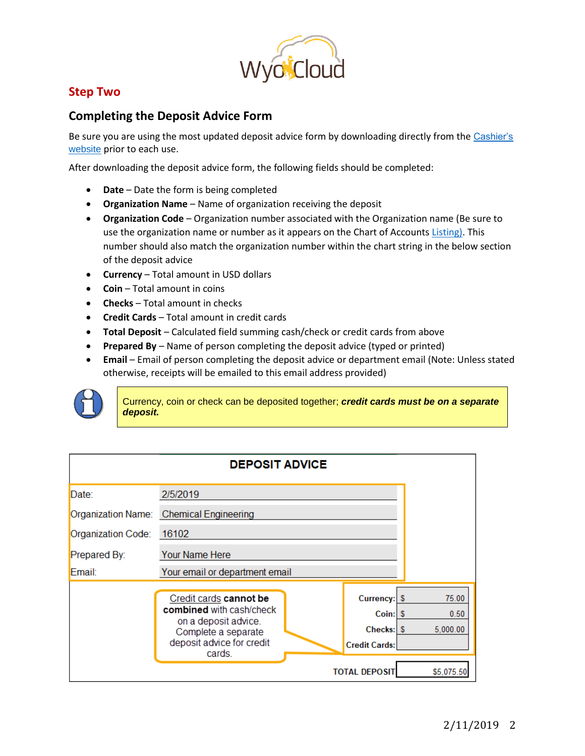## Step Two

### Completing the Deposit Advice Form

Be sure you are using the most updated deposit advice form by downloading directly from the Cashier's website prior to each use.

After downloading the deposit advice form, the following fields should be completed:

- **Date** – Date the form is being completed
- **Organization Name** – Name of organization receiving the deposit
- **Organization Code** – Organization number associated with the Organization name (Be sure to use the organization name or number as it appears on the Chart of Accounts Listing). This number should also match the organization number within the chart string in the below section of the deposit advice
- **Currency** – Total amount in USD dollars
- **Coin** – Total amount in coins
- **Checks** – Total amount in checks
- **Credit Cards** – Total amount in credit cards
- **Total Deposit** – Calculated field summing cash/check or credit cards from above
- **Prepared By** – Name of person completing the deposit advice (typed or printed)
- **Email** – Email of person completing the deposit advice or department email (Note: Unless stated otherwise, receipts will be emailed to this email address provided)

> Currency, coin or check can be deposited together; ***credit cards must be on a separate deposit.***

**DEPOSIT ADVICE**

| | |
|---|---|
| Date: | 2/5/2019 |
| Organization Name: | Chemical Engineering |
| Organization Code: | 16102 |
| Prepared By: | Your Name Here |
| Email: | Your email or department email |

| | |
|---|---|
| Currency: | $ 75.00 |
| Coin: | $ 0.50 |
| Checks: | $ 5,000.00 |
| Credit Cards: | |
| TOTAL DEPOSIT | $5,075.50 |

Credit cards **cannot be combined** with cash/check on a deposit advice. Complete a separate deposit advice for credit cards.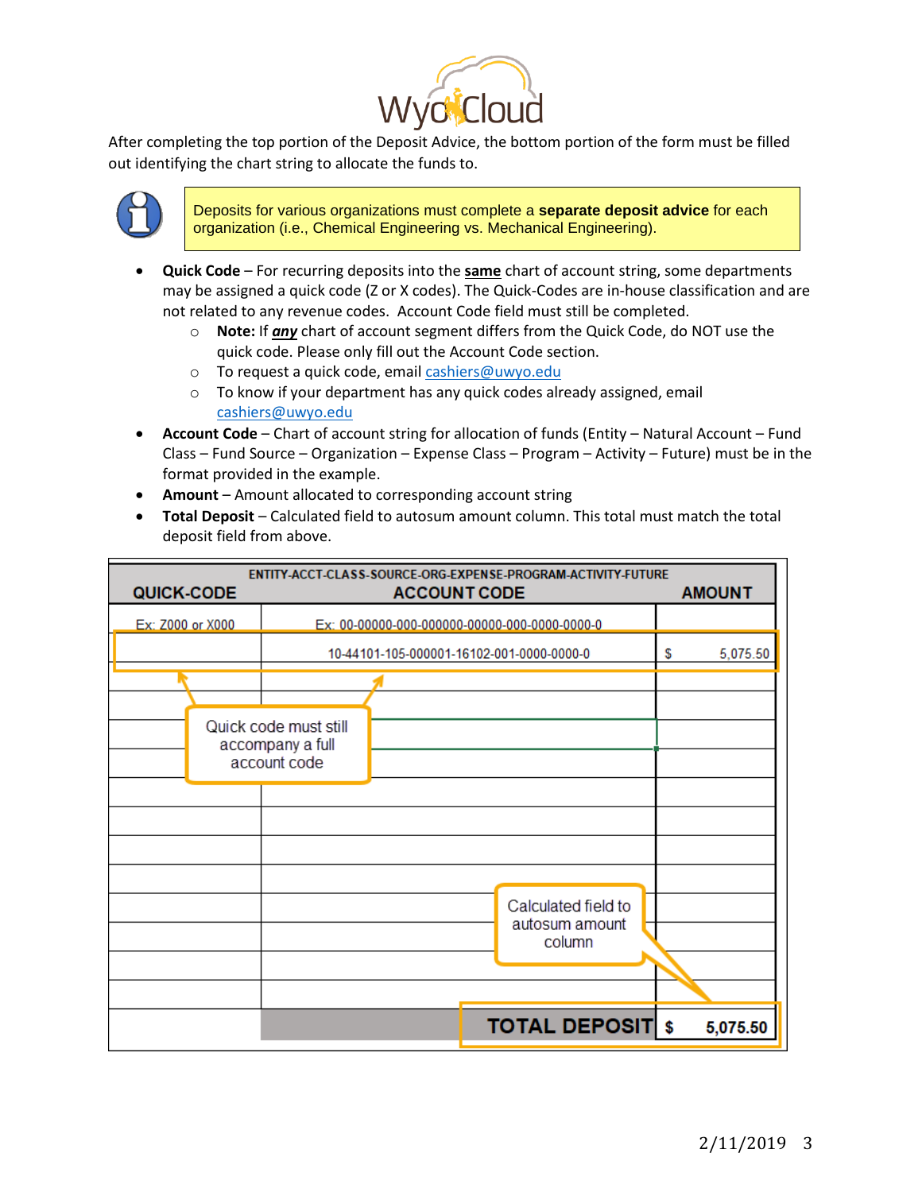WyoCloud

After completing the top portion of the Deposit Advice, the bottom portion of the form must be filled out identifying the chart string to allocate the funds to.

> Deposits for various organizations must complete a **separate deposit advice** for each organization (i.e., Chemical Engineering vs. Mechanical Engineering).

- **Quick Code** – For recurring deposits into the **same** chart of account string, some departments may be assigned a quick code (Z or X codes). The Quick-Codes are in-house classification and are not related to any revenue codes. Account Code field must still be completed.
  - **Note:** If ***any*** chart of account segment differs from the Quick Code, do NOT use the quick code. Please only fill out the Account Code section.
  - To request a quick code, email cashiers@uwyo.edu
  - To know if your department has any quick codes already assigned, email cashiers@uwyo.edu
- **Account Code** – Chart of account string for allocation of funds (Entity – Natural Account – Fund Class – Fund Source – Organization – Expense Class – Program – Activity – Future) must be in the format provided in the example.
- **Amount** – Amount allocated to corresponding account string
- **Total Deposit** – Calculated field to autosum amount column. This total must match the total deposit field from above.

| QUICK-CODE | ENTITY-ACCT-CLASS-SOURCE-ORG-EXPENSE-PROGRAM-ACTIVITY-FUTURE<br>ACCOUNT CODE | AMOUNT |
|---|---|---|
| Ex: Z000 or X000 | Ex: 00-00000-000-000000-00000-000-0000-0000-0 | |
| | 10-44101-105-000001-16102-001-0000-0000-0 | $ 5,075.50 |
| | | |
| | | |
| | | |
| | | |
| | | |
| | | |
| | | |
| | | |
| | | |
| | | |
| | | |
| | | |
| | **TOTAL DEPOSIT** | **$ 5,075.50** |

Quick code must still accompany a full account code

Calculated field to autosum amount column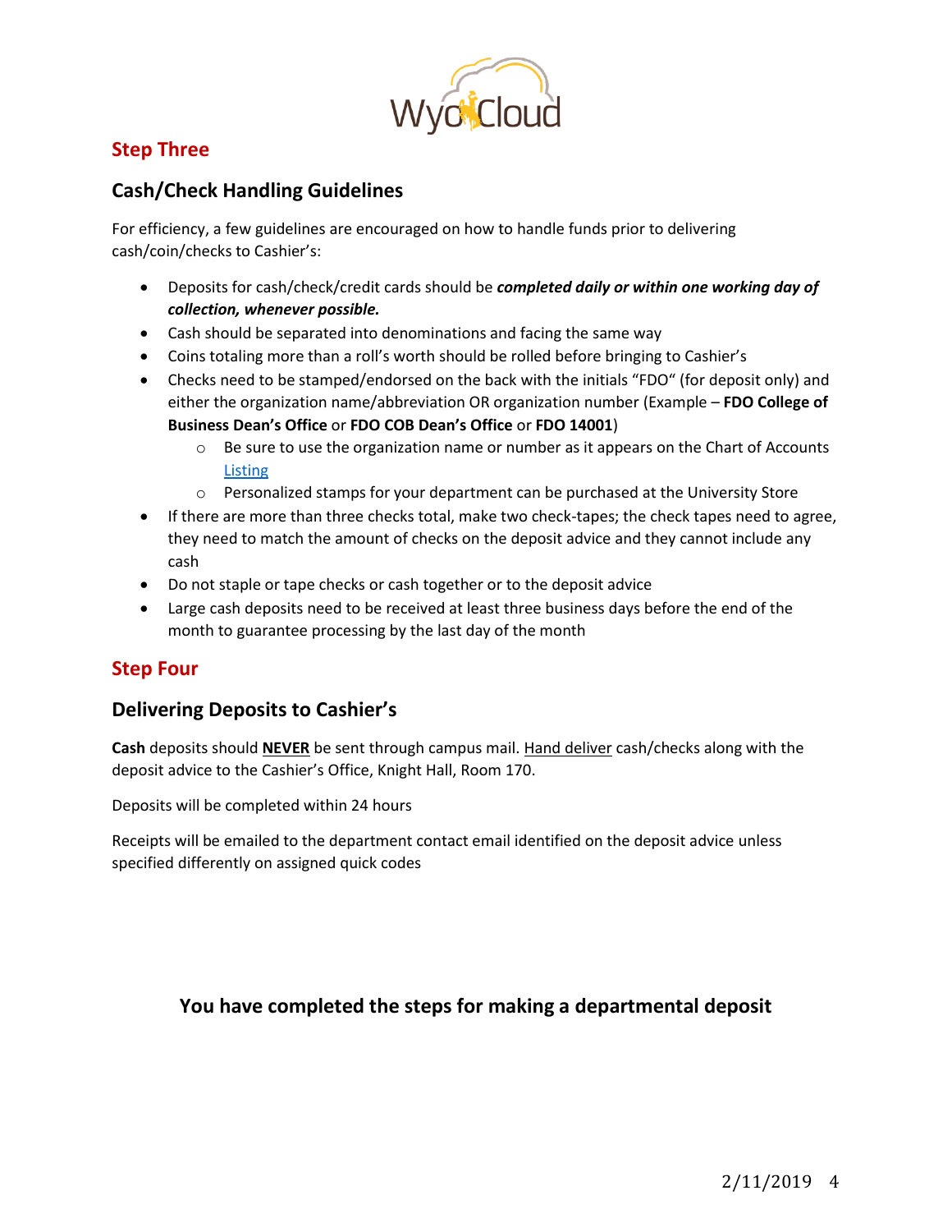## Step Three

### Cash/Check Handling Guidelines

For efficiency, a few guidelines are encouraged on how to handle funds prior to delivering cash/coin/checks to Cashier's:

- Deposits for cash/check/credit cards should be ***completed daily or within one working day of collection, whenever possible.***
- Cash should be separated into denominations and facing the same way
- Coins totaling more than a roll's worth should be rolled before bringing to Cashier's
- Checks need to be stamped/endorsed on the back with the initials "FDO" (for deposit only) and either the organization name/abbreviation OR organization number (Example – **FDO College of Business Dean's Office** or **FDO COB Dean's Office** or **FDO 14001**)
  - Be sure to use the organization name or number as it appears on the Chart of Accounts Listing
  - Personalized stamps for your department can be purchased at the University Store
- If there are more than three checks total, make two check-tapes; the check tapes need to agree, they need to match the amount of checks on the deposit advice and they cannot include any cash
- Do not staple or tape checks or cash together or to the deposit advice
- Large cash deposits need to be received at least three business days before the end of the month to guarantee processing by the last day of the month

## Step Four

### Delivering Deposits to Cashier's

**Cash** deposits should **NEVER** be sent through campus mail. Hand deliver cash/checks along with the deposit advice to the Cashier's Office, Knight Hall, Room 170.

Deposits will be completed within 24 hours

Receipts will be emailed to the department contact email identified on the deposit advice unless specified differently on assigned quick codes

**You have completed the steps for making a departmental deposit**